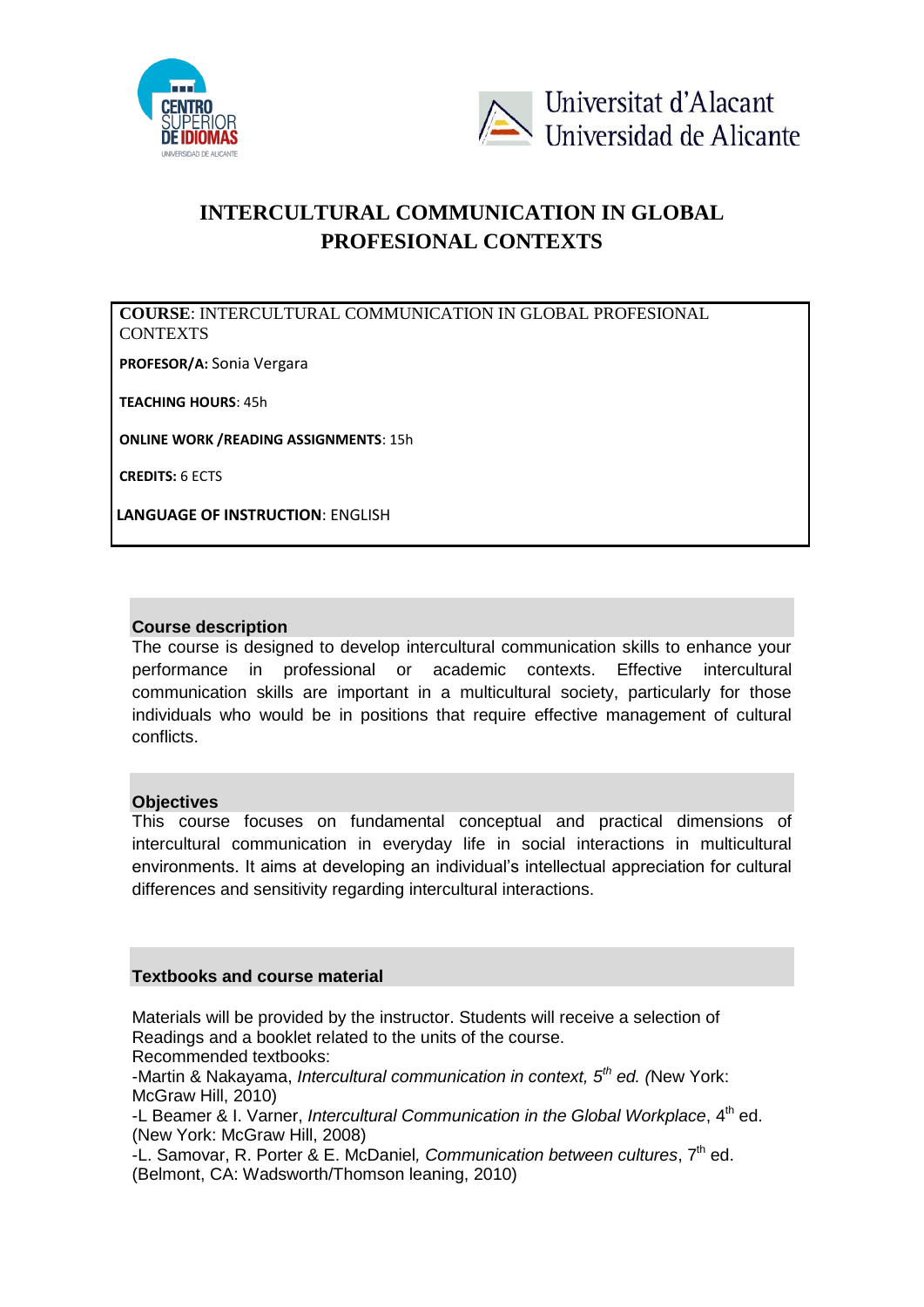# INTERCULTURAL COMMUNICATION IN GLOBAL PROFESIONAL CONTEXTS

**COURSE**: INTERCULTURAL COMMUNICATION IN GLOBAL PROFESIONAL CONTEXTS

**PROFESOR/A:** Sonia Vergara

**TEACHING HOURS**: 45h

**ONLINE WORK /READING ASSIGNMENTS**: 15h

**CREDITS:** 6 ECTS

**LANGUAGE OF INSTRUCTION**: ENGLISH

## Course description

The course is designed to develop intercultural communication skills to enhance your performance in professional or academic contexts. Effective intercultural communication skills are important in a multicultural society, particularly for those individuals who would be in positions that require effective management of cultural conflicts.

## Objectives

This course focuses on fundamental conceptual and practical dimensions of intercultural communication in everyday life in social interactions in multicultural environments. It aims at developing an individual's intellectual appreciation for cultural differences and sensitivity regarding intercultural interactions.

## Textbooks and course material

Materials will be provided by the instructor. Students will receive a selection of Readings and a booklet related to the units of the course.

Recommended textbooks:

-Martin & Nakayama, *Intercultural communication in context, 5th ed. (*New York: McGraw Hill, 2010)

-L Beamer & I. Varner, *Intercultural Communication in the Global Workplace*, 4th ed. (New York: McGraw Hill, 2008)

-L. Samovar, R. Porter & E. McDaniel*, Communication between cultures*, 7th ed. (Belmont, CA: Wadsworth/Thomson leaning, 2010)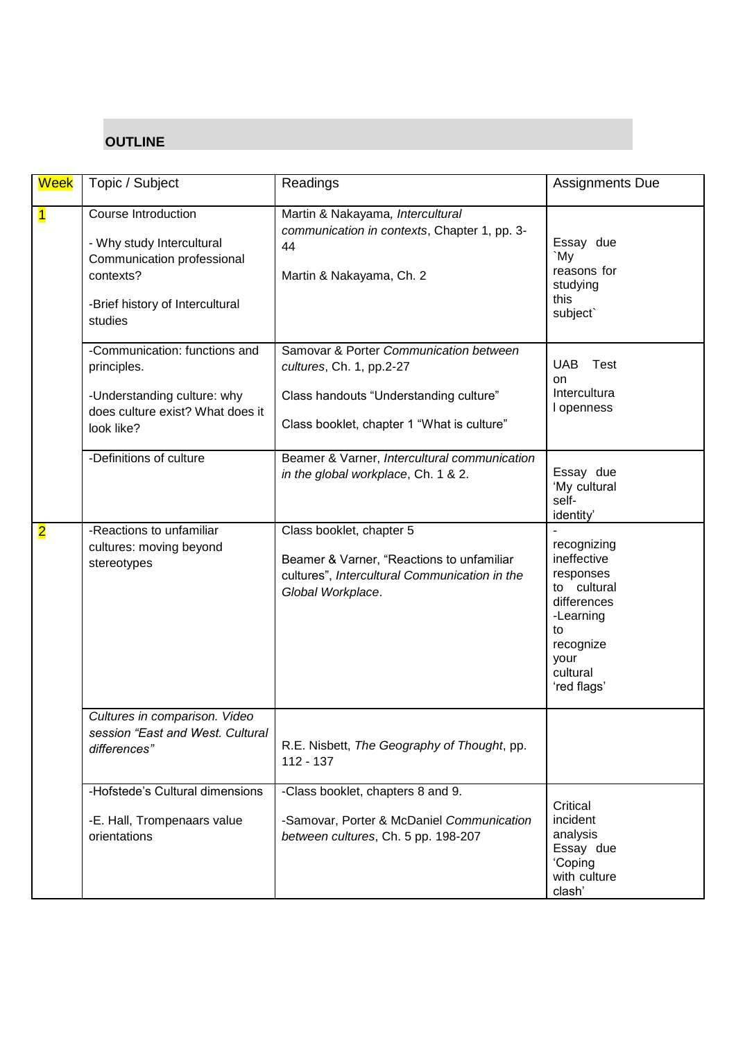## OUTLINE

| Week | Topic / Subject | Readings | Assignments Due |
|---|---|---|---|
| 1 | Course Introduction<br>- Why study Intercultural Communication professional contexts?<br>-Brief history of Intercultural studies | Martin & Nakayama, *Intercultural communication in contexts*, Chapter 1, pp. 3-44<br>Martin & Nakayama, Ch. 2 | Essay due `My reasons for studying this subject` |
| | -Communication: functions and principles.<br>-Understanding culture: why does culture exist? What does it look like? | Samovar & Porter *Communication between cultures*, Ch. 1, pp.2-27<br>Class handouts "Understanding culture"<br>Class booklet, chapter 1 "What is culture" | UAB Test on Intercultural openness |
| | -Definitions of culture | Beamer & Varner, *Intercultural communication in the global workplace*, Ch. 1 & 2. | Essay due 'My cultural self-identity' |
| 2 | -Reactions to unfamiliar cultures: moving beyond stereotypes | Class booklet, chapter 5<br>Beamer & Varner, "Reactions to unfamiliar cultures", *Intercultural Communication in the Global Workplace*. | - recognizing ineffective responses to cultural differences<br>-Learning to recognize your cultural 'red flags' |
| | *Cultures in comparison. Video session "East and West. Cultural differences"* | R.E. Nisbett, *The Geography of Thought*, pp. 112 - 137 | |
| | -Hofstede's Cultural dimensions<br>-E. Hall, Trompenaars value orientations | -Class booklet, chapters 8 and 9.<br>-Samovar, Porter & McDaniel *Communication between cultures*, Ch. 5 pp. 198-207 | Critical incident analysis Essay due 'Coping with culture clash' |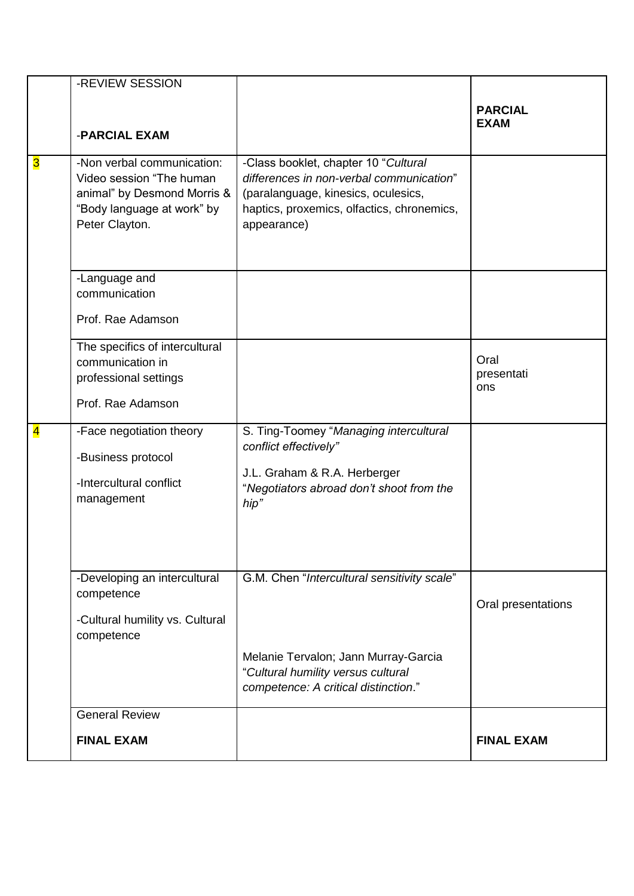| | | | |
|---|---|---|---|
| | -REVIEW SESSION<br><br>-**PARCIAL EXAM** | | **PARCIAL EXAM** |
| 3 | -Non verbal communication: Video session "The human animal" by Desmond Morris & "Body language at work" by Peter Clayton. | -Class booklet, chapter 10 "*Cultural differences in non-verbal communication*" (paralanguage, kinesics, oculesics, haptics, proxemics, olfactics, chronemics, appearance) | |
| | -Language and communication<br><br>Prof. Rae Adamson | | |
| | The specifics of intercultural communication in professional settings<br><br>Prof. Rae Adamson | | Oral presentations |
| 4 | -Face negotiation theory<br><br>-Business protocol<br><br>-Intercultural conflict management | S. Ting-Toomey "*Managing intercultural conflict effectively"*<br><br>J.L. Graham & R.A. Herberger "*Negotiators abroad don't shoot from the hip"* | |
| | -Developing an intercultural competence<br><br>-Cultural humility vs. Cultural competence | G.M. Chen "*Intercultural sensitivity scale*"<br><br>Melanie Tervalon; Jann Murray-Garcia "*Cultural humility versus cultural competence: A critical distinction*." | Oral presentations |
| | General Review<br><br>**FINAL EXAM** | | **FINAL EXAM** |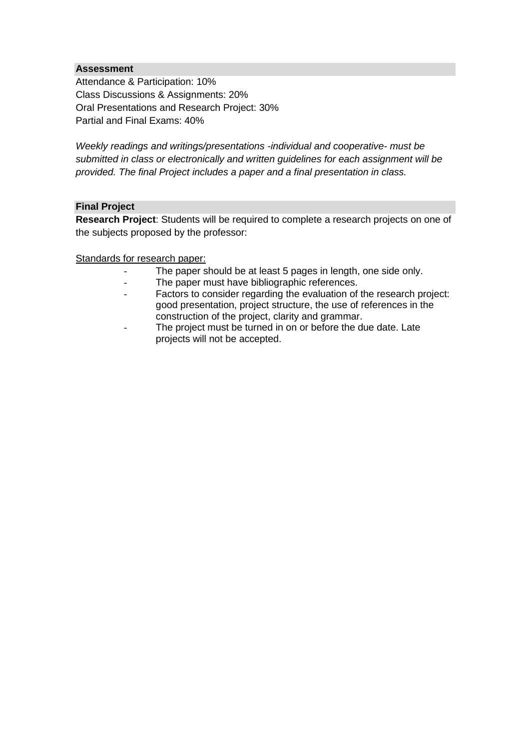## Assessment

Attendance & Participation: 10%
Class Discussions & Assignments: 20%
Oral Presentations and Research Project: 30%
Partial and Final Exams: 40%

*Weekly readings and writings/presentations -individual and cooperative- must be submitted in class or electronically and written guidelines for each assignment will be provided. The final Project includes a paper and a final presentation in class.*

## Final Project

**Research Project**: Students will be required to complete a research projects on one of the subjects proposed by the professor:

Standards for research paper:

- The paper should be at least 5 pages in length, one side only.
- The paper must have bibliographic references.
- Factors to consider regarding the evaluation of the research project: good presentation, project structure, the use of references in the construction of the project, clarity and grammar.
- The project must be turned in on or before the due date. Late projects will not be accepted.